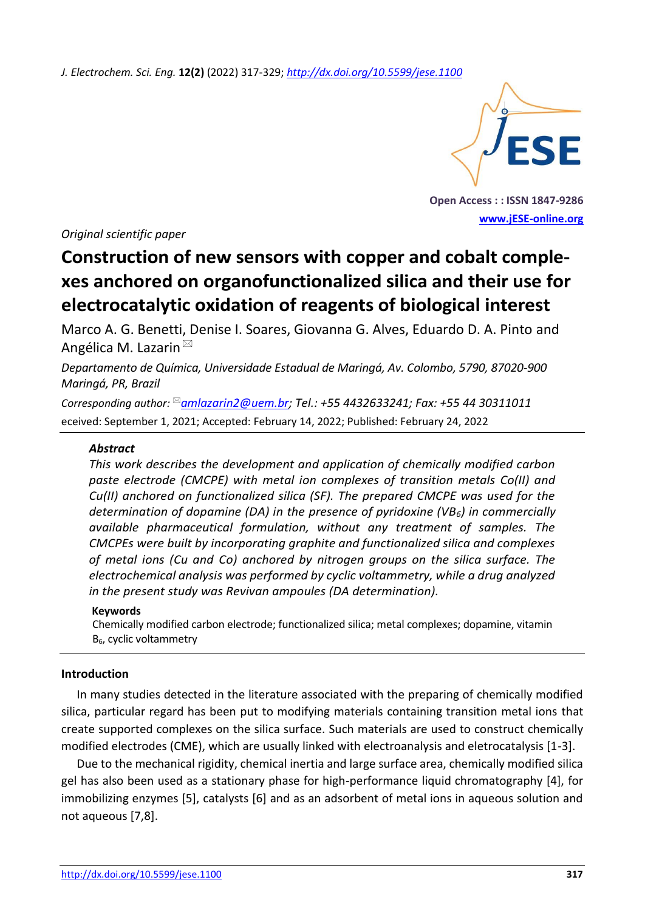*Original scientific paper*

# Construction of new sensors with copper and cobalt complexes anchored on organofunctionalized silica and their use for electrocatalytic oxidation of reagents of biological interest

Marco A. G. Benetti, Denise I. Soares, Giovanna G. Alves, Eduardo D. A. Pinto and Angélica M. Lazarin ✉

*Departamento de Química, Universidade Estadual de Maringá, Av. Colombo, 5790, 87020-900 Maringá, PR, Brazil*

*Corresponding author:* ✉*amlazarin2@uem.br; Tel.: +55 4432633241; Fax: +55 44 30311011*

eceived: September 1, 2021; Accepted: February 14, 2022; Published: February 24, 2022

### *Abstract*

*This work describes the development and application of chemically modified carbon paste electrode (CMCPE) with metal ion complexes of transition metals Co(II) and Cu(II) anchored on functionalized silica (SF). The prepared CMCPE was used for the determination of dopamine (DA) in the presence of pyridoxine ($VB_6$) in commercially available pharmaceutical formulation, without any treatment of samples. The CMCPEs were built by incorporating graphite and functionalized silica and complexes of metal ions (Cu and Co) anchored by nitrogen groups on the silica surface. The electrochemical analysis was performed by cyclic voltammetry, while a drug analyzed in the present study was Revivan ampoules (DA determination).*

#### Keywords

Chemically modified carbon electrode; functionalized silica; metal complexes; dopamine, vitamin $B_6$, cyclic voltammetry

## Introduction

In many studies detected in the literature associated with the preparing of chemically modified silica, particular regard has been put to modifying materials containing transition metal ions that create supported complexes on the silica surface. Such materials are used to construct chemically modified electrodes (CME), which are usually linked with electroanalysis and eletrocatalysis [1-3].

Due to the mechanical rigidity, chemical inertia and large surface area, chemically modified silica gel has also been used as a stationary phase for high-performance liquid chromatography [4], for immobilizing enzymes [5], catalysts [6] and as an adsorbent of metal ions in aqueous solution and not aqueous [7,8].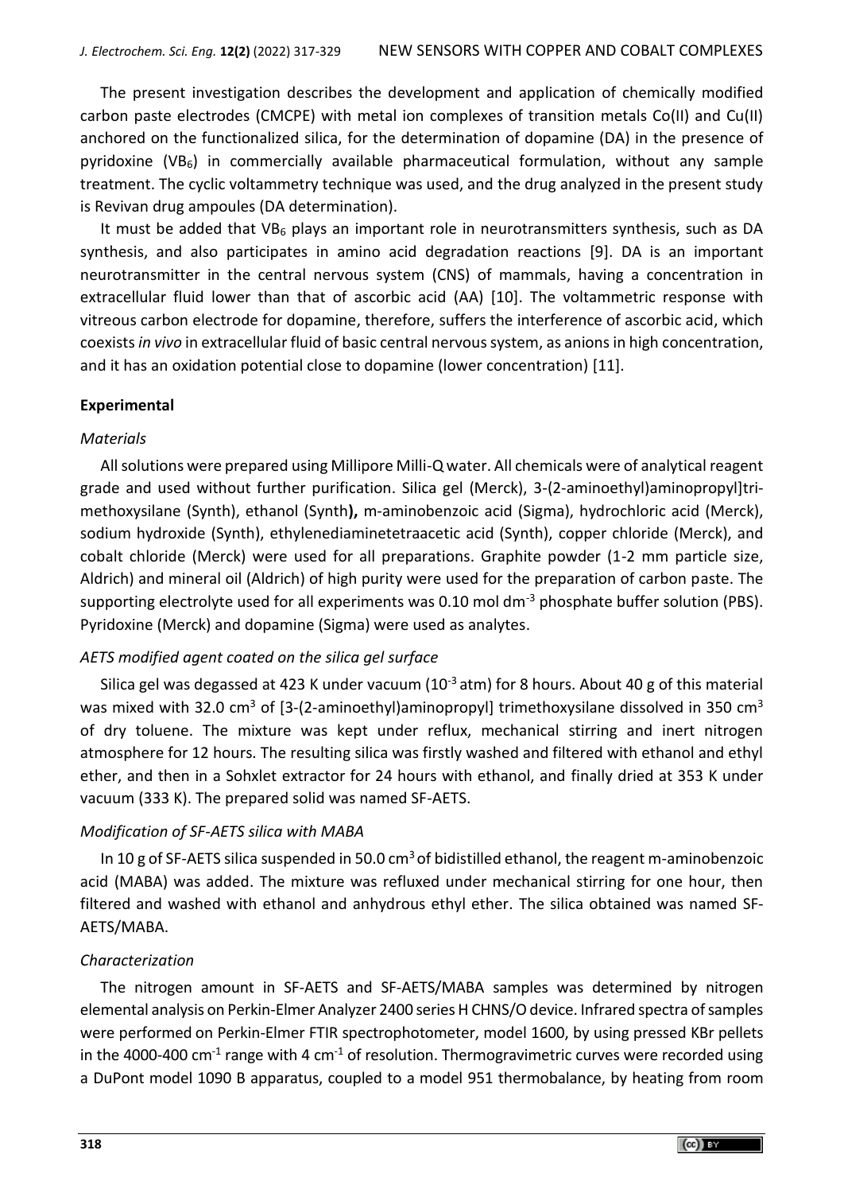The present investigation describes the development and application of chemically modified carbon paste electrodes (CMCPE) with metal ion complexes of transition metals Co(II) and Cu(II) anchored on the functionalized silica, for the determination of dopamine (DA) in the presence of pyridoxine ($VB_6$) in commercially available pharmaceutical formulation, without any sample treatment. The cyclic voltammetry technique was used, and the drug analyzed in the present study is Revivan drug ampoules (DA determination).

It must be added that $VB_6$ plays an important role in neurotransmitters synthesis, such as DA synthesis, and also participates in amino acid degradation reactions [9]. DA is an important neurotransmitter in the central nervous system (CNS) of mammals, having a concentration in extracellular fluid lower than that of ascorbic acid (AA) [10]. The voltammetric response with vitreous carbon electrode for dopamine, therefore, suffers the interference of ascorbic acid, which coexists *in vivo* in extracellular fluid of basic central nervous system, as anions in high concentration, and it has an oxidation potential close to dopamine (lower concentration) [11].

## Experimental

### *Materials*

All solutions were prepared using Millipore Milli-Q water. All chemicals were of analytical reagent grade and used without further purification. Silica gel (Merck), 3-(2-aminoethyl)aminopropyl]trimethoxysilane (Synth), ethanol (Synth**),** m-aminobenzoic acid (Sigma), hydrochloric acid (Merck), sodium hydroxide (Synth), ethylenediaminetetraacetic acid (Synth), copper chloride (Merck), and cobalt chloride (Merck) were used for all preparations. Graphite powder (1-2 mm particle size, Aldrich) and mineral oil (Aldrich) of high purity were used for the preparation of carbon paste. The supporting electrolyte used for all experiments was 0.10 mol $dm^{-3}$ phosphate buffer solution (PBS). Pyridoxine (Merck) and dopamine (Sigma) were used as analytes.

### *AETS modified agent coated on the silica gel surface*

Silica gel was degassed at 423 K under vacuum ($10^{-3}$ atm) for 8 hours. About 40 g of this material was mixed with 32.0 $cm^3$ of [3-(2-aminoethyl)aminopropyl] trimethoxysilane dissolved in 350 $cm^3$ of dry toluene. The mixture was kept under reflux, mechanical stirring and inert nitrogen atmosphere for 12 hours. The resulting silica was firstly washed and filtered with ethanol and ethyl ether, and then in a Sohxlet extractor for 24 hours with ethanol, and finally dried at 353 K under vacuum (333 K). The prepared solid was named SF-AETS.

### *Modification of SF-AETS silica with MABA*

In 10 g of SF-AETS silica suspended in 50.0 $cm^3$ of bidistilled ethanol, the reagent m-aminobenzoic acid (MABA) was added. The mixture was refluxed under mechanical stirring for one hour, then filtered and washed with ethanol and anhydrous ethyl ether. The silica obtained was named SF-AETS/MABA.

### *Characterization*

The nitrogen amount in SF-AETS and SF-AETS/MABA samples was determined by nitrogen elemental analysis on Perkin-Elmer Analyzer 2400 series H CHNS/O device. Infrared spectra of samples were performed on Perkin-Elmer FTIR spectrophotometer, model 1600, by using pressed KBr pellets in the 4000-400 $cm^{-1}$ range with 4 $cm^{-1}$ of resolution. Thermogravimetric curves were recorded using a DuPont model 1090 B apparatus, coupled to a model 951 thermobalance, by heating from room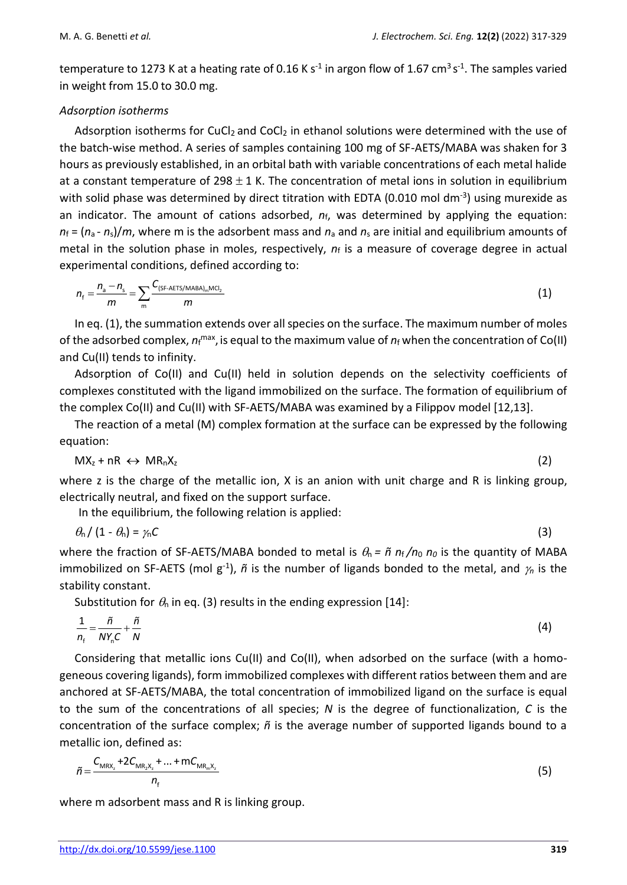temperature to 1273 K at a heating rate of 0.16 K $s^{-1}$ in argon flow of 1.67 $cm^3 s^{-1}$. The samples varied in weight from 15.0 to 30.0 mg.

### *Adsorption isotherms*

Adsorption isotherms for $CuCl_2$ and $CoCl_2$ in ethanol solutions were determined with the use of the batch-wise method. A series of samples containing 100 mg of SF-AETS/MABA was shaken for 3 hours as previously established, in an orbital bath with variable concentrations of each metal halide at a constant temperature of 298 ± 1 K. The concentration of metal ions in solution in equilibrium with solid phase was determined by direct titration with EDTA (0.010 mol $dm^{-3}$) using murexide as an indicator. The amount of cations adsorbed, $n_f$, was determined by applying the equation: $n_f = (n_a - n_s)/m$, where m is the adsorbent mass and $n_a$ and $n_s$ are initial and equilibrium amounts of metal in the solution phase in moles, respectively, $n_f$ is a measure of coverage degree in actual experimental conditions, defined according to:

$$n_f = \frac{n_a - n_s}{m} = \sum_m \frac{C_{(\text{SF-AETS/MABA})_m\text{MCl}_2}}{m} \tag{1}$$

In eq. (1), the summation extends over all species on the surface. The maximum number of moles of the adsorbed complex, $n_f^{max}$, is equal to the maximum value of $n_f$ when the concentration of Co(II) and Cu(II) tends to infinity.

Adsorption of Co(II) and Cu(II) held in solution depends on the selectivity coefficients of complexes constituted with the ligand immobilized on the surface. The formation of equilibrium of the complex Co(II) and Cu(II) with SF-AETS/MABA was examined by a Filippov model [12,13].

The reaction of a metal (M) complex formation at the surface can be expressed by the following equation:

$$MX_z + nR \leftrightarrow MR_nX_z \tag{2}$$

where z is the charge of the metallic ion, X is an anion with unit charge and R is linking group, electrically neutral, and fixed on the support surface.

In the equilibrium, the following relation is applied:

$$\theta_n / (1 - \theta_n) = \gamma_n C \tag{3}$$

where the fraction of SF-AETS/MABA bonded to metal is $\theta_n = \tilde{n}\, n_f / n_0$ $n_0$ is the quantity of MABA immobilized on SF-AETS (mol $g^{-1}$), $\tilde{n}$ is the number of ligands bonded to the metal, and $\gamma_n$ is the stability constant.

Substitution for $\theta_n$ in eq. (3) results in the ending expression [14]:

$$\frac{1}{n_f} = \frac{\tilde{n}}{N Y_n C} + \frac{\tilde{n}}{N} \tag{4}$$

Considering that metallic ions Cu(II) and Co(II), when adsorbed on the surface (with a homogeneous covering ligands), form immobilized complexes with different ratios between them and are anchored at SF-AETS/MABA, the total concentration of immobilized ligand on the surface is equal to the sum of the concentrations of all species; $N$ is the degree of functionalization, $C$ is the concentration of the surface complex; $\tilde{n}$ is the average number of supported ligands bound to a metallic ion, defined as:

$$\tilde{n} = \frac{C_{MRX_z} + 2C_{MR_2X_z} + \ldots + mC_{MR_mX_z}}{n_f} \tag{5}$$

where m adsorbent mass and R is linking group.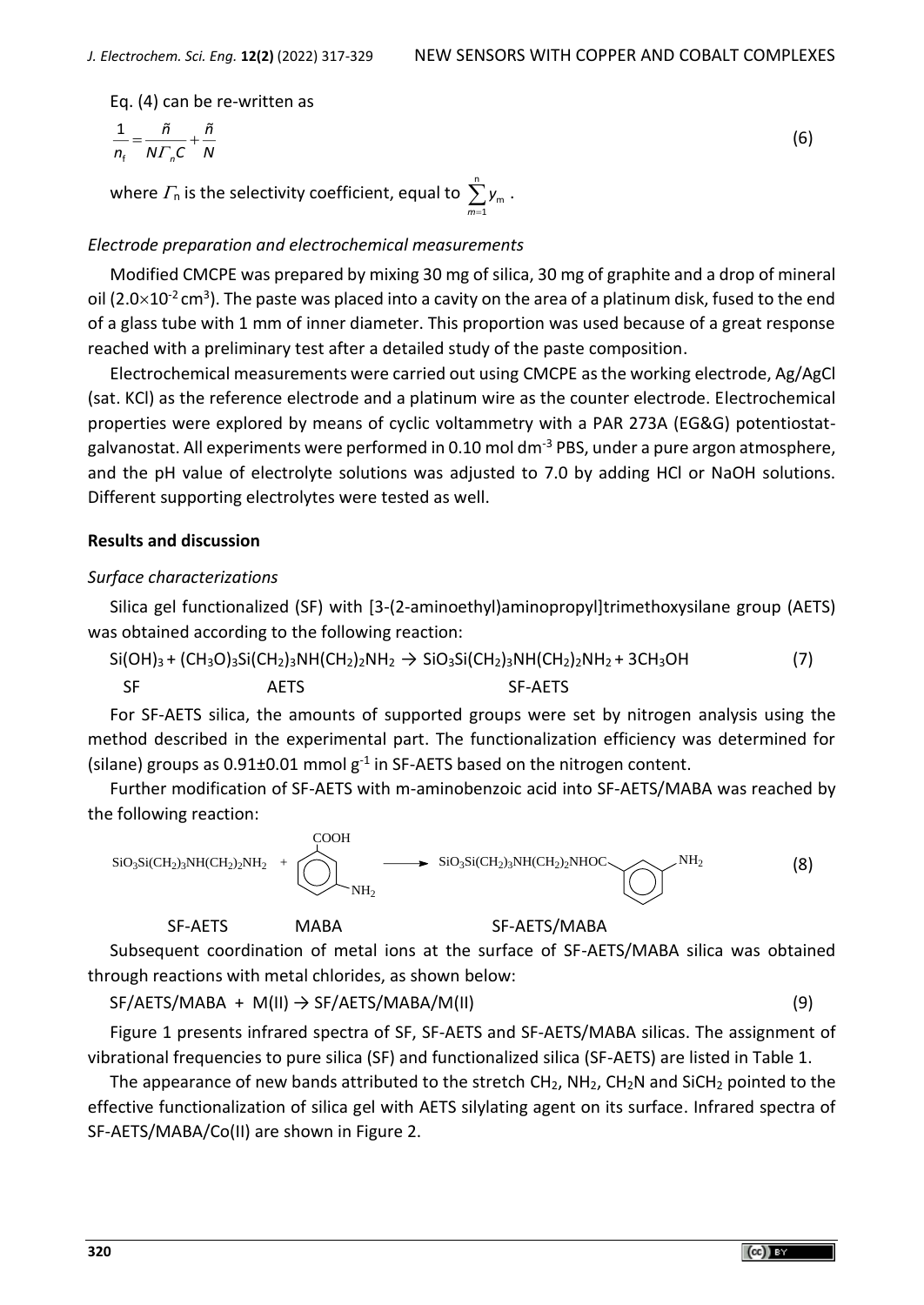Eq. (4) can be re-written as

$$\frac{1}{n_f} = \frac{\tilde{n}}{N\Gamma_n C} + \frac{\tilde{n}}{N} \tag{6}$$

where $\Gamma_n$ is the selectivity coefficient, equal to $\sum_{m=1}^{n} y_m$.

*Electrode preparation and electrochemical measurements*

Modified CMCPE was prepared by mixing 30 mg of silica, 30 mg of graphite and a drop of mineral oil ($2.0\times10^{-2}$ cm$^3$). The paste was placed into a cavity on the area of a platinum disk, fused to the end of a glass tube with 1 mm of inner diameter. This proportion was used because of a great response reached with a preliminary test after a detailed study of the paste composition.

Electrochemical measurements were carried out using CMCPE as the working electrode, Ag/AgCl (sat. KCl) as the reference electrode and a platinum wire as the counter electrode. Electrochemical properties were explored by means of cyclic voltammetry with a PAR 273A (EG&G) potentiostat-galvanostat. All experiments were performed in 0.10 mol dm$^{-3}$ PBS, under a pure argon atmosphere, and the pH value of electrolyte solutions was adjusted to 7.0 by adding HCl or NaOH solutions. Different supporting electrolytes were tested as well.

**Results and discussion**

*Surface characterizations*

Silica gel functionalized (SF) with [3-(2-aminoethyl)aminopropyl]trimethoxysilane group (AETS) was obtained according to the following reaction:

$$\underset{\text{SF}}{Si(OH)_3} + \underset{\text{AETS}}{(CH_3O)_3Si(CH_2)_3NH(CH_2)_2NH_2} \rightarrow \underset{\text{SF-AETS}}{SiO_3Si(CH_2)_3NH(CH_2)_2NH_2} + 3CH_3OH \tag{7}$$

For SF-AETS silica, the amounts of supported groups were set by nitrogen analysis using the method described in the experimental part. The functionalization efficiency was determined for (silane) groups as 0.91±0.01 mmol g$^{-1}$ in SF-AETS based on the nitrogen content.

Further modification of SF-AETS with m-aminobenzoic acid into SF-AETS/MABA was reached by the following reaction:

$$\underset{\text{SF-AETS}}{SiO_3Si(CH_2)_3NH(CH_2)_2NH_2} + \underset{\text{MABA}}{\text{(3-}H_2N\text{-}C_6H_4\text{-}COOH)} \rightarrow \underset{\text{SF-AETS/MABA}}{SiO_3Si(CH_2)_3NH(CH_2)_2NHOC\text{-}C_6H_4\text{-}NH_2} \tag{8}$$

Subsequent coordination of metal ions at the surface of SF-AETS/MABA silica was obtained through reactions with metal chlorides, as shown below:

$$\text{SF/AETS/MABA} + \text{M(II)} \rightarrow \text{SF/AETS/MABA/M(II)} \tag{9}$$

Figure 1 presents infrared spectra of SF, SF-AETS and SF-AETS/MABA silicas. The assignment of vibrational frequencies to pure silica (SF) and functionalized silica (SF-AETS) are listed in Table 1.

The appearance of new bands attributed to the stretch $CH_2$, $NH_2$, $CH_2N$ and $SiCH_2$ pointed to the effective functionalization of silica gel with AETS silylating agent on its surface. Infrared spectra of SF-AETS/MABA/Co(II) are shown in Figure 2.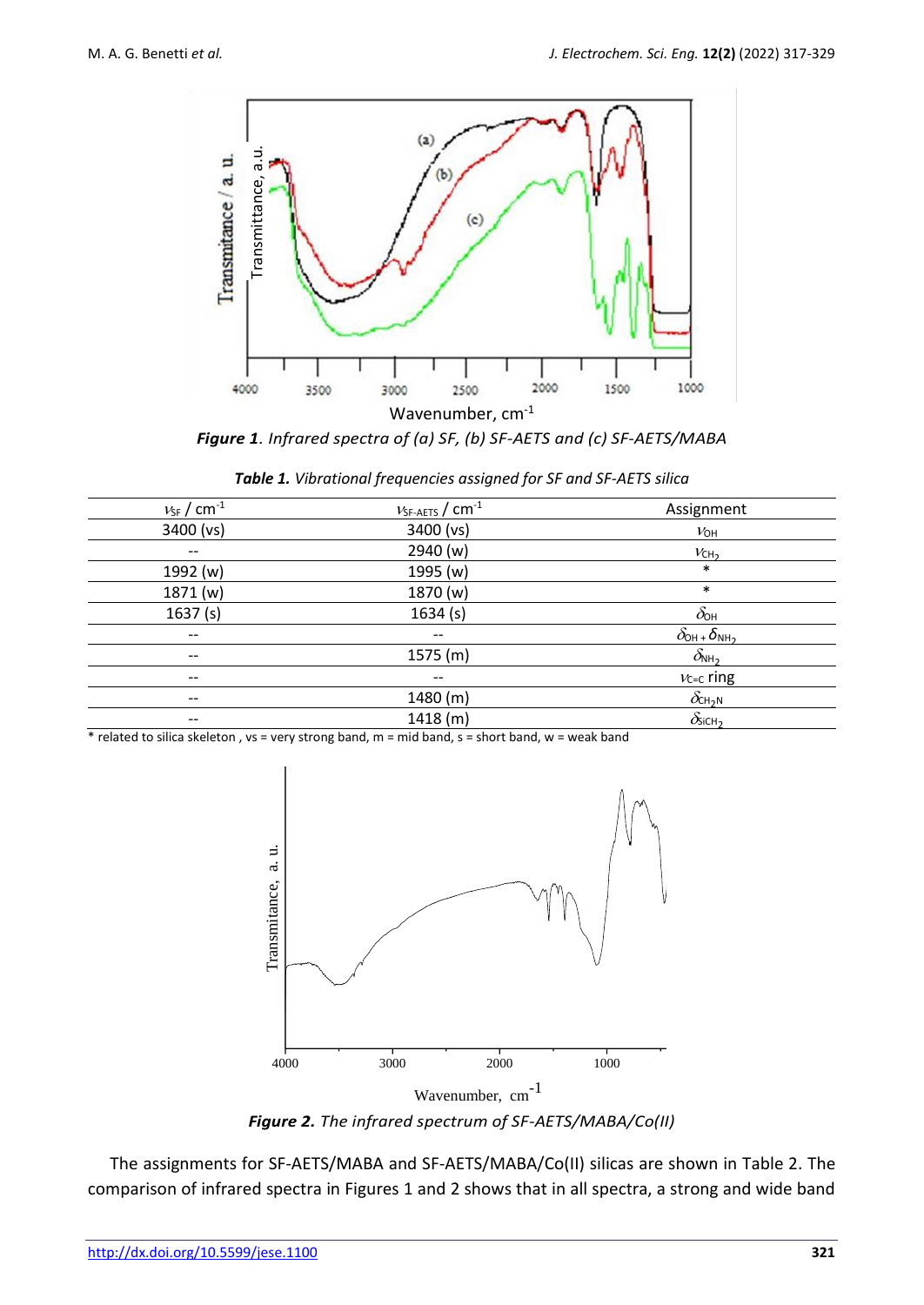*Figure 1*. *Infrared spectra of (a) SF, (b) SF-AETS and (c) SF-AETS/MABA*

*Table 1. Vibrational frequencies assigned for SF and SF-AETS silica*

| $\nu_{SF}$ / cm$^{-1}$ | $\nu_{SF\text{-}AETS}$ / cm$^{-1}$ | Assignment |
|---|---|---|
| 3400 (vs) | 3400 (vs) | $\nu_{OH}$ |
| -- | 2940 (w) | $\nu_{CH_2}$ |
| 1992 (w) | 1995 (w) | * |
| 1871 (w) | 1870 (w) | * |
| 1637 (s) | 1634 (s) | $\delta_{OH}$ |
| -- | -- | $\delta_{OH} + \delta_{NH_2}$ |
| -- | 1575 (m) | $\delta_{NH_2}$ |
| -- | -- | $\nu_{C=C}$ ring |
| -- | 1480 (m) | $\delta_{CH_2N}$ |
| -- | 1418 (m) | $\delta_{SiCH_2}$ |

* related to silica skeleton , vs = very strong band, m = mid band, s = short band, w = weak band

*Figure 2. The infrared spectrum of SF-AETS/MABA/Co(II)*

The assignments for SF-AETS/MABA and SF-AETS/MABA/Co(II) silicas are shown in Table 2. The comparison of infrared spectra in Figures 1 and 2 shows that in all spectra, a strong and wide band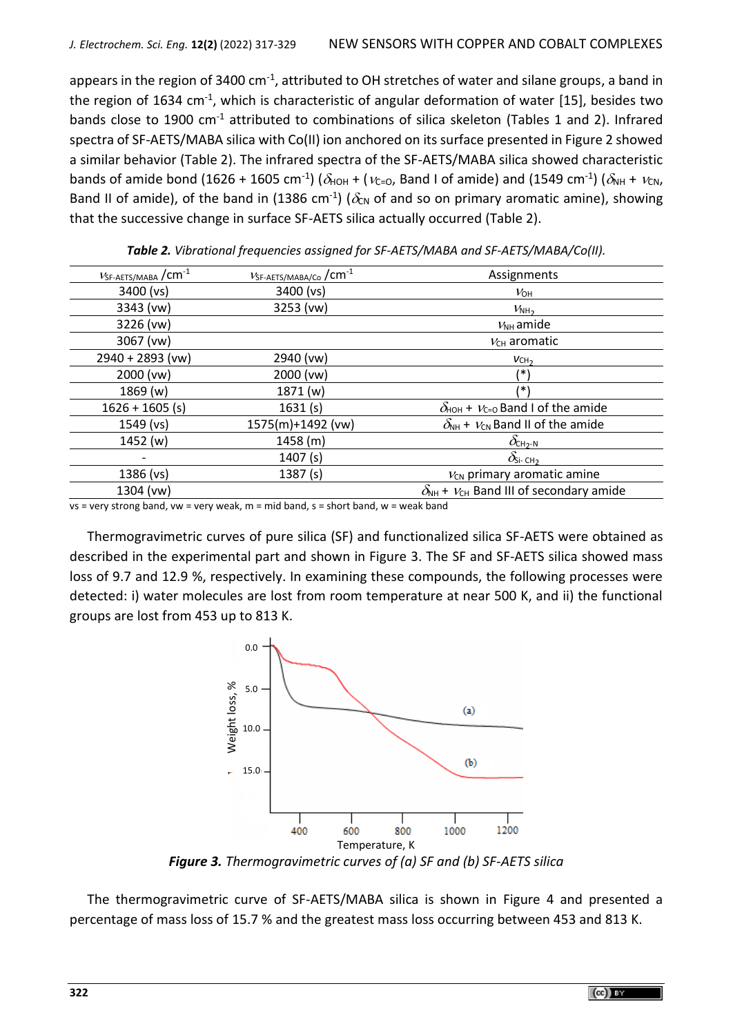appears in the region of 3400 cm$^{-1}$, attributed to OH stretches of water and silane groups, a band in the region of 1634 cm$^{-1}$, which is characteristic of angular deformation of water [15], besides two bands close to 1900 cm$^{-1}$ attributed to combinations of silica skeleton (Tables 1 and 2). Infrared spectra of SF-AETS/MABA silica with Co(II) ion anchored on its surface presented in Figure 2 showed a similar behavior (Table 2). The infrared spectra of the SF-AETS/MABA silica showed characteristic bands of amide bond (1626 + 1605 cm$^{-1}$) ($\delta_{HOH}$ + ($\nu_{C=O}$, Band I of amide) and (1549 cm$^{-1}$) ($\delta_{NH}$ + $\nu_{CN}$, Band II of amide), of the band in (1386 cm$^{-1}$) ($\delta_{CN}$ of and so on primary aromatic amine), showing that the successive change in surface SF-AETS silica actually occurred (Table 2).

***Table 2.** Vibrational frequencies assigned for SF-AETS/MABA and SF-AETS/MABA/Co(II).*

| $\nu_{SF-AETS/MABA}$ /cm$^{-1}$ | $\nu_{SF-AETS/MABA/Co}$ /cm$^{-1}$ | Assignments |
|---|---|---|
| 3400 (vs) | 3400 (vs) | $\nu_{OH}$ |
| 3343 (vw) | 3253 (vw) | $\nu_{NH_2}$ |
| 3226 (vw) | | $\nu_{NH}$ amide |
| 3067 (vw) | | $\nu_{CH}$ aromatic |
| 2940 + 2893 (vw) | 2940 (vw) | $\nu_{CH_2}$ |
| 2000 (vw) | 2000 (vw) | (*) |
| 1869 (w) | 1871 (w) | (*) |
| 1626 + 1605 (s) | 1631 (s) | $\delta_{HOH}$ + $\nu_{C=O}$ Band I of the amide |
| 1549 (vs) | 1575(m)+1492 (vw) | $\delta_{NH}$ + $\nu_{CN}$ Band II of the amide |
| 1452 (w) | 1458 (m) | $\delta_{CH_2\text{-}N}$ |
| - | 1407 (s) | $\delta_{Si\text{-}CH_2}$ |
| 1386 (vs) | 1387 (s) | $\nu_{CN}$ primary aromatic amine |
| 1304 (vw) | | $\delta_{NH}$ + $\nu_{CH}$ Band III of secondary amide |

vs = very strong band, vw = very weak, m = mid band, s = short band, w = weak band

Thermogravimetric curves of pure silica (SF) and functionalized silica SF-AETS were obtained as described in the experimental part and shown in Figure 3. The SF and SF-AETS silica showed mass loss of 9.7 and 12.9 %, respectively. In examining these compounds, the following processes were detected: i) water molecules are lost from room temperature at near 500 K, and ii) the functional groups are lost from 453 up to 813 K.

***Figure 3.** Thermogravimetric curves of (a) SF and (b) SF-AETS silica*

The thermogravimetric curve of SF-AETS/MABA silica is shown in Figure 4 and presented a percentage of mass loss of 15.7 % and the greatest mass loss occurring between 453 and 813 K.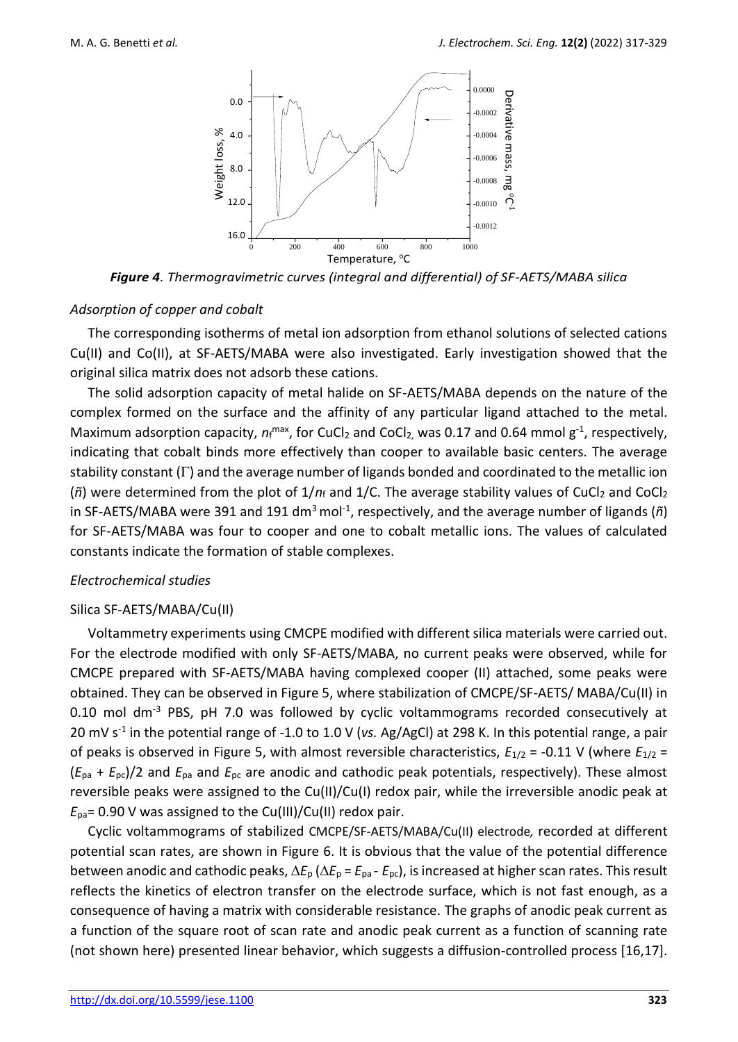*Figure 4. Thermogravimetric curves (integral and differential) of SF-AETS/MABA silica*

### *Adsorption of copper and cobalt*

The corresponding isotherms of metal ion adsorption from ethanol solutions of selected cations Cu(II) and Co(II), at SF-AETS/MABA were also investigated. Early investigation showed that the original silica matrix does not adsorb these cations.

The solid adsorption capacity of metal halide on SF-AETS/MABA depends on the nature of the complex formed on the surface and the affinity of any particular ligand attached to the metal. Maximum adsorption capacity, $n_f^{max}$, for $CuCl_2$ and $CoCl_2$, was 0.17 and 0.64 mmol g$^{-1}$, respectively, indicating that cobalt binds more effectively than cooper to available basic centers. The average stability constant ($\Gamma$) and the average number of ligands bonded and coordinated to the metallic ion ($\tilde{n}$) were determined from the plot of $1/n_f$ and 1/C. The average stability values of $CuCl_2$ and $CoCl_2$ in SF-AETS/MABA were 391 and 191 dm$^3$ mol$^{-1}$, respectively, and the average number of ligands ($\tilde{n}$) for SF-AETS/MABA was four to cooper and one to cobalt metallic ions. The values of calculated constants indicate the formation of stable complexes.

### *Electrochemical studies*

#### Silica SF-AETS/MABA/Cu(II)

Voltammetry experiments using CMCPE modified with different silica materials were carried out. For the electrode modified with only SF-AETS/MABA, no current peaks were observed, while for CMCPE prepared with SF-AETS/MABA having complexed cooper (II) attached, some peaks were obtained. They can be observed in Figure 5, where stabilization of CMCPE/SF-AETS/ MABA/Cu(II) in 0.10 mol dm$^{-3}$ PBS, pH 7.0 was followed by cyclic voltammograms recorded consecutively at 20 mV s$^{-1}$ in the potential range of -1.0 to 1.0 V (*vs.* Ag/AgCl) at 298 K. In this potential range, a pair of peaks is observed in Figure 5, with almost reversible characteristics, $E_{1/2}$ = -0.11 V (where $E_{1/2} = (E_{pa} + E_{pc})/2$ and $E_{pa}$ and $E_{pc}$ are anodic and cathodic peak potentials, respectively). These almost reversible peaks were assigned to the Cu(II)/Cu(I) redox pair, while the irreversible anodic peak at $E_{pa}$= 0.90 V was assigned to the Cu(III)/Cu(II) redox pair.

Cyclic voltammograms of stabilized CMCPE/SF-AETS/MABA/Cu(II) electrode, recorded at different potential scan rates, are shown in Figure 6. It is obvious that the value of the potential difference between anodic and cathodic peaks, $\Delta E_p$ ($\Delta E_p = E_{pa} - E_{pc}$), is increased at higher scan rates. This result reflects the kinetics of electron transfer on the electrode surface, which is not fast enough, as a consequence of having a matrix with considerable resistance. The graphs of anodic peak current as a function of the square root of scan rate and anodic peak current as a function of scanning rate (not shown here) presented linear behavior, which suggests a diffusion-controlled process [16,17].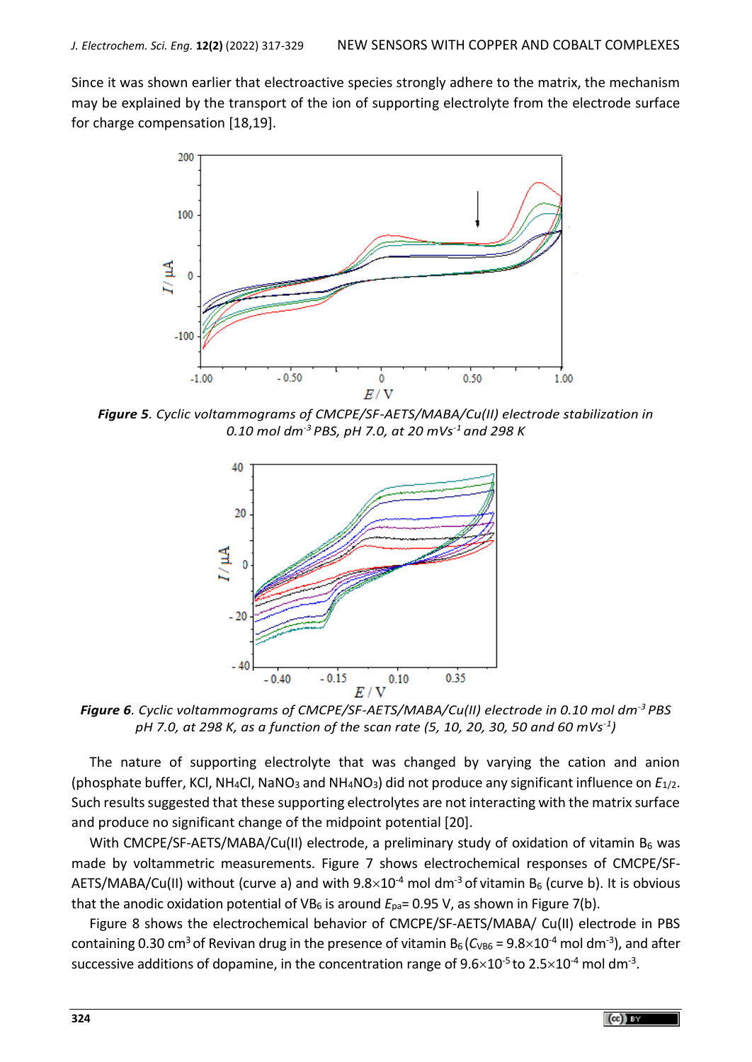Since it was shown earlier that electroactive species strongly adhere to the matrix, the mechanism may be explained by the transport of the ion of supporting electrolyte from the electrode surface for charge compensation [18,19].

***Figure 5**. Cyclic voltammograms of CMCPE/SF-AETS/MABA/Cu(II) electrode stabilization in 0.10 mol dm$^{-3}$ PBS, pH 7.0, at 20 mVs$^{-1}$ and 298 K*

***Figure 6**. Cyclic voltammograms of CMCPE/SF-AETS/MABA/Cu(II) electrode in 0.10 mol dm$^{-3}$ PBS pH 7.0, at 298 K, as a function of the scan rate (5, 10, 20, 30, 50 and 60 mVs$^{-1}$)*

The nature of supporting electrolyte that was changed by varying the cation and anion (phosphate buffer, KCl, $NH_4Cl$, $NaNO_3$ and $NH_4NO_3$) did not produce any significant influence on $E_{1/2}$. Such results suggested that these supporting electrolytes are not interacting with the matrix surface and produce no significant change of the midpoint potential [20].

With CMCPE/SF-AETS/MABA/Cu(II) electrode, a preliminary study of oxidation of vitamin $B_6$ was made by voltammetric measurements. Figure 7 shows electrochemical responses of CMCPE/SF-AETS/MABA/Cu(II) without (curve a) and with 9.8×10$^{-4}$ mol dm$^{-3}$ of vitamin $B_6$ (curve b). It is obvious that the anodic oxidation potential of $VB_6$ is around $E_{pa}$= 0.95 V, as shown in Figure 7(b).

Figure 8 shows the electrochemical behavior of CMCPE/SF-AETS/MABA/ Cu(II) electrode in PBS containing 0.30 cm$^3$ of Revivan drug in the presence of vitamin $B_6$ ($C_{VB6}$ = 9.8×10$^{-4}$ mol dm$^{-3}$), and after successive additions of dopamine, in the concentration range of 9.6×10$^{-5}$ to 2.5×10$^{-4}$ mol dm$^{-3}$.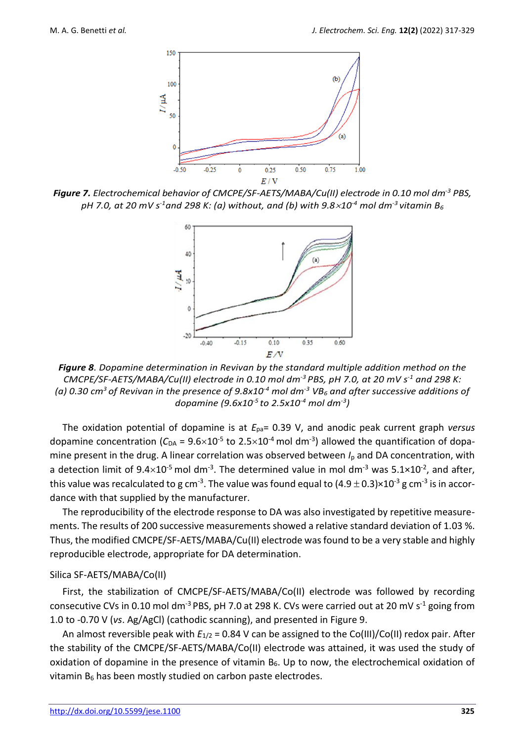***Figure 7.*** *Electrochemical behavior of CMCPE/SF-AETS/MABA/Cu(II) electrode in 0.10 mol dm$^{-3}$ PBS, pH 7.0, at 20 mV s$^{-1}$ and 298 K: (a) without, and (b) with 9.8$\times$10$^{-4}$ mol dm$^{-3}$ vitamin B$_6$*

***Figure 8****. Dopamine determination in Revivan by the standard multiple addition method on the CMCPE/SF-AETS/MABA/Cu(II) electrode in 0.10 mol dm$^{-3}$ PBS, pH 7.0, at 20 mV s$^{-1}$ and 298 K: (a) 0.30 cm$^3$ of Revivan in the presence of 9.8x10$^{-4}$ mol dm$^{-3}$ VB$_6$ and after successive additions of dopamine (9.6x10$^{-5}$ to 2.5x10$^{-4}$ mol dm$^{-3}$)*

The oxidation potential of dopamine is at $E_{pa}$= 0.39 V, and anodic peak current graph *versus* dopamine concentration ($C_{DA}$ = 9.6$\times$10$^{-5}$ to 2.5$\times$10$^{-4}$ mol dm$^{-3}$) allowed the quantification of dopamine present in the drug. A linear correlation was observed between $I_p$ and DA concentration, with a detection limit of 9.4$\times$10$^{-5}$ mol dm$^{-3}$. The determined value in mol dm$^{-3}$ was 5.1$\times$10$^{-2}$, and after, this value was recalculated to g cm$^{-3}$. The value was found equal to (4.9 $\pm$ 0.3)$\times$10$^{-3}$ g cm$^{-3}$ is in accordance with that supplied by the manufacturer.

The reproducibility of the electrode response to DA was also investigated by repetitive measurements. The results of 200 successive measurements showed a relative standard deviation of 1.03 %. Thus, the modified CMCPE/SF-AETS/MABA/Cu(II) electrode was found to be a very stable and highly reproducible electrode, appropriate for DA determination.

Silica SF-AETS/MABA/Co(II)

First, the stabilization of CMCPE/SF-AETS/MABA/Co(II) electrode was followed by recording consecutive CVs in 0.10 mol dm$^{-3}$ PBS, pH 7.0 at 298 K. CVs were carried out at 20 mV s$^{-1}$ going from 1.0 to -0.70 V (*vs*. Ag/AgCl) (cathodic scanning), and presented in Figure 9.

An almost reversible peak with $E_{1/2}$ = 0.84 V can be assigned to the Co(III)/Co(II) redox pair. After the stability of the CMCPE/SF-AETS/MABA/Co(II) electrode was attained, it was used the study of oxidation of dopamine in the presence of vitamin B$_6$. Up to now, the electrochemical oxidation of vitamin B$_6$ has been mostly studied on carbon paste electrodes.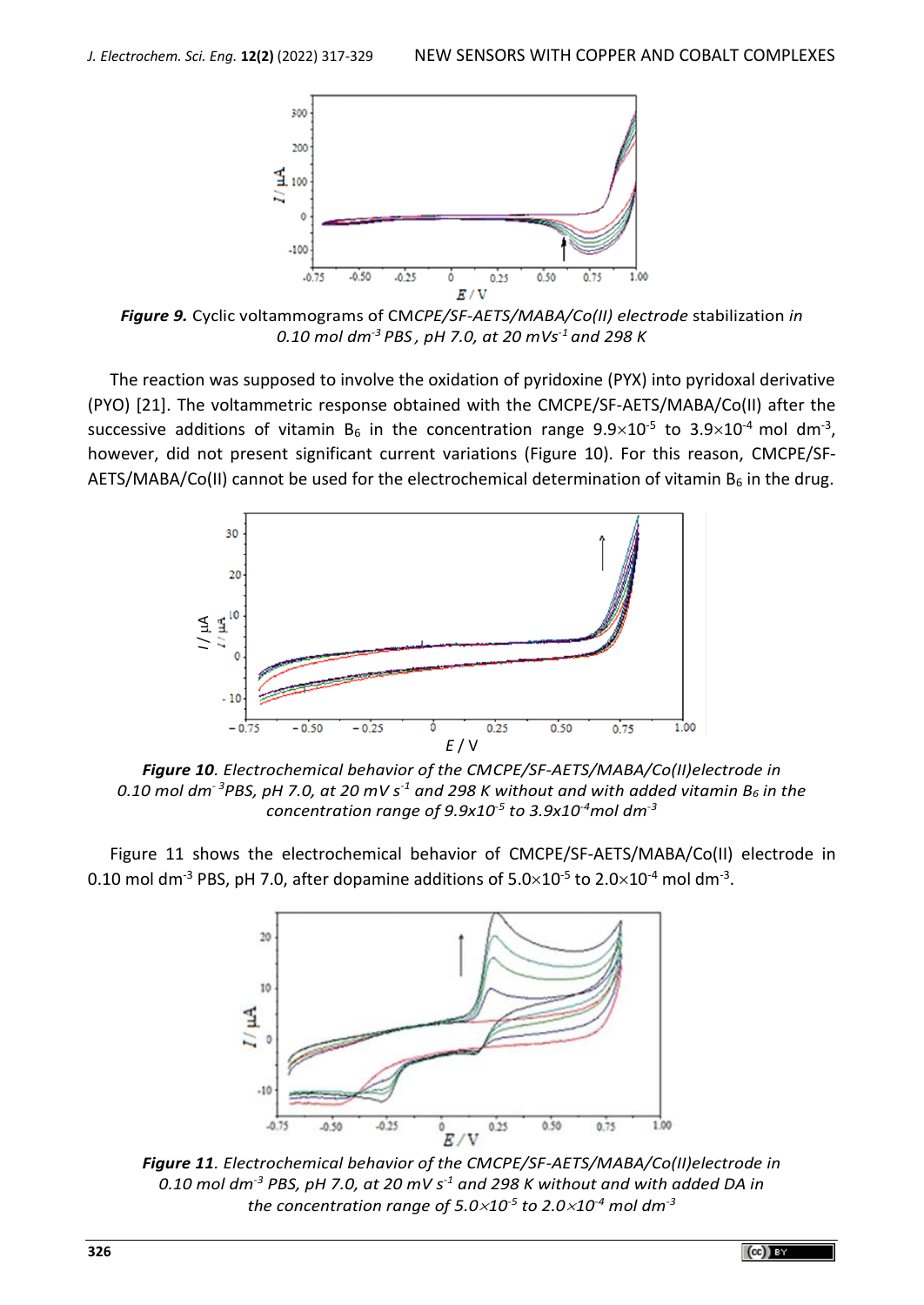***Figure 9.*** Cyclic voltammograms of CM*CPE/SF-AETS/MABA/Co(II) electrode* stabilization *in 0.10 mol dm$^{-3}$ PBS , pH 7.0, at 20 mVs$^{-1}$ and 298 K*

The reaction was supposed to involve the oxidation of pyridoxine (PYX) into pyridoxal derivative (PYO) [21]. The voltammetric response obtained with the CMCPE/SF-AETS/MABA/Co(II) after the successive additions of vitamin $B_6$ in the concentration range $9.9\times10^{-5}$ to $3.9\times10^{-4}$ mol dm$^{-3}$, however, did not present significant current variations (Figure 10). For this reason, CMCPE/SF-AETS/MABA/Co(II) cannot be used for the electrochemical determination of vitamin $B_6$ in the drug.

***Figure 10**. Electrochemical behavior of the CMCPE/SF-AETS/MABA/Co(II)electrode in 0.10 mol dm$^{-3}$PBS, pH 7.0, at 20 mV s$^{-1}$ and 298 K without and with added vitamin $B_6$ in the concentration range of $9.9\times10^{-5}$ to $3.9\times10^{-4}$mol dm$^{-3}$*

Figure 11 shows the electrochemical behavior of CMCPE/SF-AETS/MABA/Co(II) electrode in 0.10 mol dm$^{-3}$ PBS, pH 7.0, after dopamine additions of $5.0\times10^{-5}$ to $2.0\times10^{-4}$ mol dm$^{-3}$.

***Figure 11**. Electrochemical behavior of the CMCPE/SF-AETS/MABA/Co(II)electrode in 0.10 mol dm$^{-3}$ PBS, pH 7.0, at 20 mV s$^{-1}$ and 298 K without and with added DA in the concentration range of $5.0\times10^{-5}$ to $2.0\times10^{-4}$ mol dm$^{-3}$*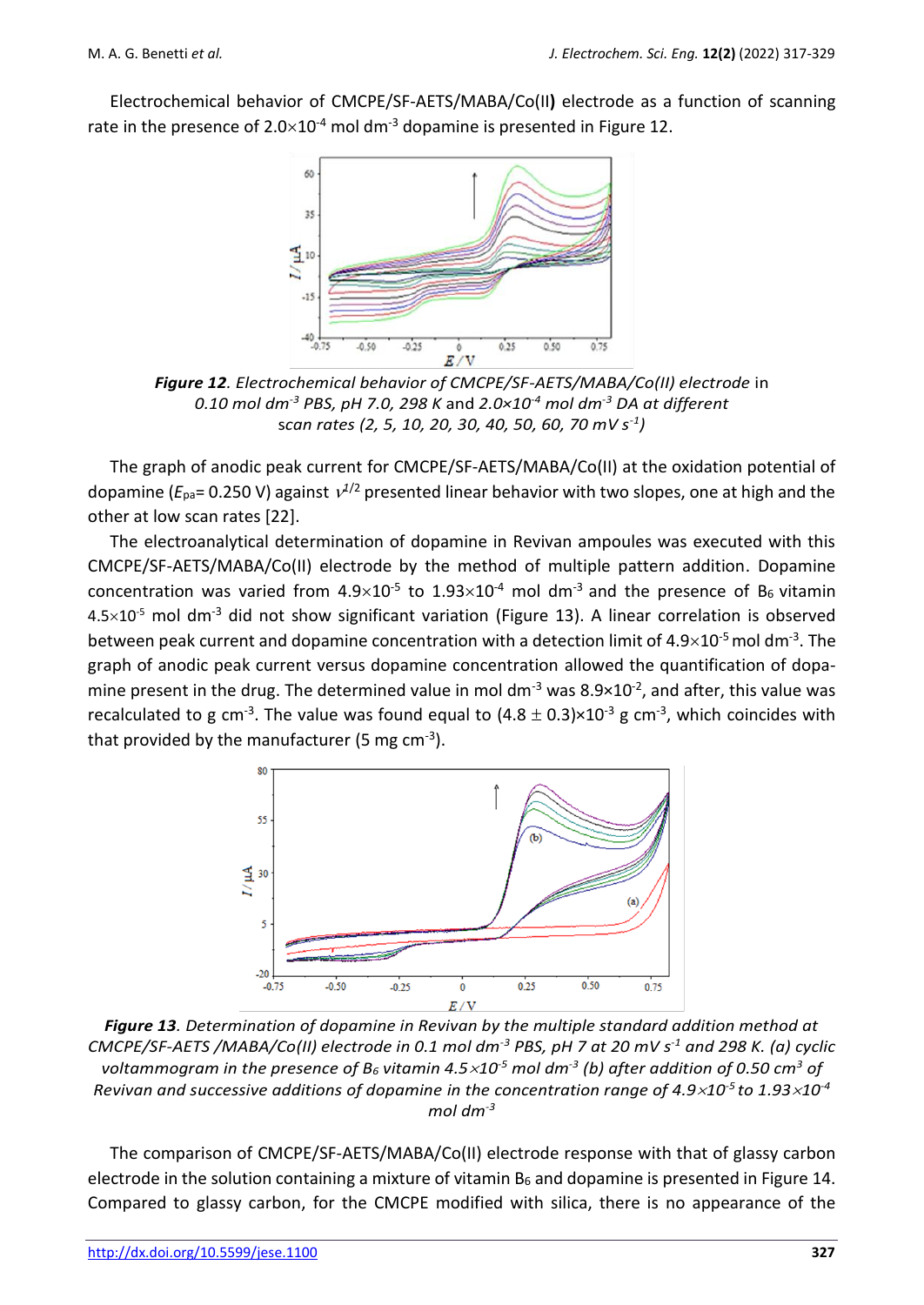Electrochemical behavior of CMCPE/SF-AETS/MABA/Co(II**)** electrode as a function of scanning rate in the presence of $2.0\times10^{-4}$ mol dm$^{-3}$ dopamine is presented in Figure 12.

***Figure 12****. Electrochemical behavior of CMCPE/SF-AETS/MABA/Co(II) electrode* in *0.10 mol dm$^{-3}$ PBS, pH 7.0, 298 K* and *$2.0\times10^{-4}$ mol dm$^{-3}$ DA at different scan rates (2, 5, 10, 20, 30, 40, 50, 60, 70 mV s$^{-1}$)*

The graph of anodic peak current for CMCPE/SF-AETS/MABA/Co(II) at the oxidation potential of dopamine ($E_{pa}$= 0.250 V) against $v^{1/2}$ presented linear behavior with two slopes, one at high and the other at low scan rates [22].

The electroanalytical determination of dopamine in Revivan ampoules was executed with this CMCPE/SF-AETS/MABA/Co(II) electrode by the method of multiple pattern addition. Dopamine concentration was varied from $4.9\times10^{-5}$ to $1.93\times10^{-4}$ mol dm$^{-3}$ and the presence of $B_6$ vitamin $4.5\times10^{-5}$ mol dm$^{-3}$ did not show significant variation (Figure 13). A linear correlation is observed between peak current and dopamine concentration with a detection limit of $4.9\times10^{-5}$ mol dm$^{-3}$. The graph of anodic peak current versus dopamine concentration allowed the quantification of dopamine present in the drug. The determined value in mol dm$^{-3}$ was $8.9\times10^{-2}$, and after, this value was recalculated to g cm$^{-3}$. The value was found equal to $(4.8 \pm 0.3)\times10^{-3}$ g cm$^{-3}$, which coincides with that provided by the manufacturer (5 mg cm$^{-3}$).

***Figure 13****. Determination of dopamine in Revivan by the multiple standard addition method at CMCPE/SF-AETS /MABA/Co(II) electrode in 0.1 mol dm$^{-3}$ PBS, pH 7 at 20 mV s$^{-1}$ and 298 K. (a) cyclic voltammogram in the presence of $B_6$ vitamin $4.5\times10^{-5}$ mol dm$^{-3}$ (b) after addition of 0.50 cm$^3$ of Revivan and successive additions of dopamine in the concentration range of $4.9\times10^{-5}$ to $1.93\times10^{-4}$ mol dm$^{-3}$*

The comparison of CMCPE/SF-AETS/MABA/Co(II) electrode response with that of glassy carbon electrode in the solution containing a mixture of vitamin $B_6$ and dopamine is presented in Figure 14. Compared to glassy carbon, for the CMCPE modified with silica, there is no appearance of the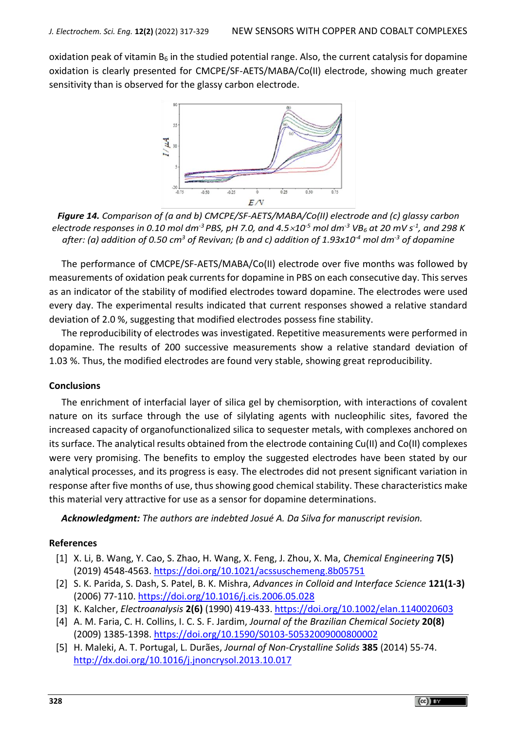oxidation peak of vitamin $B_6$ in the studied potential range. Also, the current catalysis for dopamine oxidation is clearly presented for CMCPE/SF-AETS/MABA/Co(II) electrode, showing much greater sensitivity than is observed for the glassy carbon electrode.

***Figure 14.*** *Comparison of (a and b) CMCPE/SF-AETS/MABA/Co(II) electrode and (c) glassy carbon electrode responses in 0.10 mol dm$^{-3}$ PBS, pH 7.0, and 4.5×10$^{-5}$ mol dm$^{-3}$ VB$_6$ at 20 mV s$^{-1}$, and 298 K after: (a) addition of 0.50 cm$^3$ of Revivan; (b and c) addition of 1.93x10$^{-4}$ mol dm$^{-3}$ of dopamine*

The performance of CMCPE/SF-AETS/MABA/Co(II) electrode over five months was followed by measurements of oxidation peak currents for dopamine in PBS on each consecutive day. This serves as an indicator of the stability of modified electrodes toward dopamine. The electrodes were used every day. The experimental results indicated that current responses showed a relative standard deviation of 2.0 %, suggesting that modified electrodes possess fine stability.

The reproducibility of electrodes was investigated. Repetitive measurements were performed in dopamine. The results of 200 successive measurements show a relative standard deviation of 1.03 %. Thus, the modified electrodes are found very stable, showing great reproducibility.

## Conclusions

The enrichment of interfacial layer of silica gel by chemisorption, with interactions of covalent nature on its surface through the use of silylating agents with nucleophilic sites, favored the increased capacity of organofunctionalized silica to sequester metals, with complexes anchored on its surface. The analytical results obtained from the electrode containing Cu(II) and Co(II) complexes were very promising. The benefits to employ the suggested electrodes have been stated by our analytical processes, and its progress is easy. The electrodes did not present significant variation in response after five months of use, thus showing good chemical stability. These characteristics make this material very attractive for use as a sensor for dopamine determinations.

***Acknowledgment:*** *The authors are indebted Josué A. Da Silva for manuscript revision.*

## References

[1] X. Li, B. Wang, Y. Cao, S. Zhao, H. Wang, X. Feng, J. Zhou, X. Ma, *Chemical Engineering* **7(5)** (2019) 4548-4563. https://doi.org/10.1021/acssuschemeng.8b05751

[2] S. K. Parida, S. Dash, S. Patel, B. K. Mishra, *Advances in Colloid and Interface Science* **121(1-3)** (2006) 77-110. https://doi.org/10.1016/j.cis.2006.05.028

[3] K. Kalcher, *Electroanalysis* **2(6)** (1990) 419-433. https://doi.org/10.1002/elan.1140020603

[4] A. M. Faria, C. H. Collins, I. C. S. F. Jardim, *Journal of the Brazilian Chemical Society* **20(8)** (2009) 1385-1398. https://doi.org/10.1590/S0103-50532009000800002

[5] H. Maleki, A. T. Portugal, L. Durães, *Journal of Non-Crystalline Solids* **385** (2014) 55-74. http://dx.doi.org/10.1016/j.jnoncrysol.2013.10.017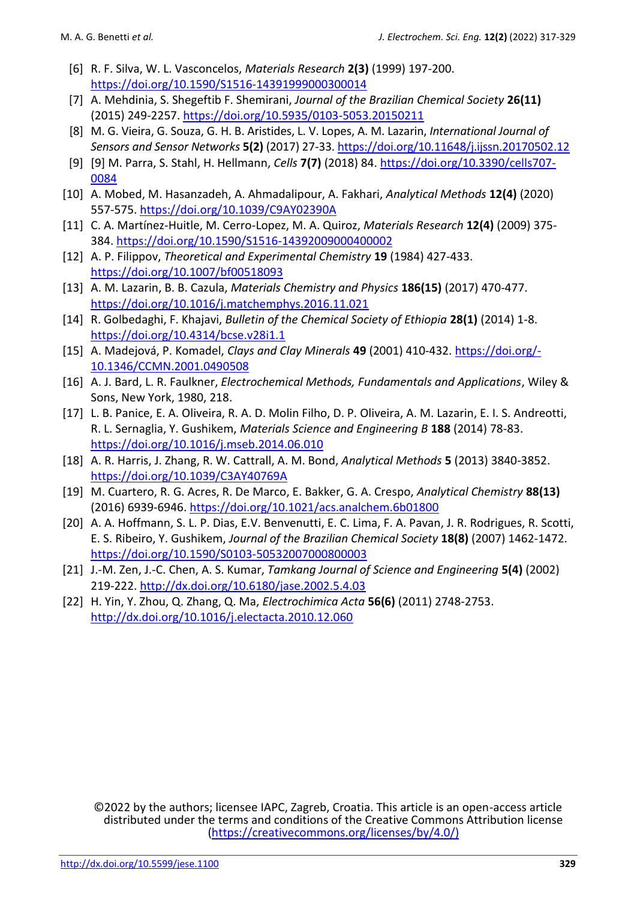[6] R. F. Silva, W. L. Vasconcelos, *Materials Research* **2(3)** (1999) 197-200. https://doi.org/10.1590/S1516-14391999000300014

[7] A. Mehdinia, S. Shegeftib F. Shemirani, *Journal of the Brazilian Chemical Society* **26(11)** (2015) 249-2257. https://doi.org/10.5935/0103-5053.20150211

[8] M. G. Vieira, G. Souza, G. H. B. Aristides, L. V. Lopes, A. M. Lazarin, *International Journal of Sensors and Sensor Networks* **5(2)** (2017) 27-33. https://doi.org/10.11648/j.ijssn.20170502.12

[9] [9] M. Parra, S. Stahl, H. Hellmann, *Cells* **7(7)** (2018) 84. https://doi.org/10.3390/cells7070084

[10] A. Mobed, M. Hasanzadeh, A. Ahmadalipour, A. Fakhari, *Analytical Methods* **12(4)** (2020) 557-575. https://doi.org/10.1039/C9AY02390A

[11] C. A. Martínez-Huitle, M. Cerro-Lopez, M. A. Quiroz, *Materials Research* **12(4)** (2009) 375-384. https://doi.org/10.1590/S1516-14392009000400002

[12] A. P. Filippov, *Theoretical and Experimental Chemistry* **19** (1984) 427-433. https://doi.org/10.1007/bf00518093

[13] A. M. Lazarin, B. B. Cazula, *Materials Chemistry and Physics* **186(15)** (2017) 470-477. https://doi.org/10.1016/j.matchemphys.2016.11.021

[14] R. Golbedaghi, F. Khajavi, *Bulletin of the Chemical Society of Ethiopia* **28(1)** (2014) 1-8. https://doi.org/10.4314/bcse.v28i1.1

[15] A. Madejová, P. Komadel, *Clays and Clay Minerals* **49** (2001) 410-432. https://doi.org/-10.1346/CCMN.2001.0490508

[16] A. J. Bard, L. R. Faulkner, *Electrochemical Methods, Fundamentals and Applications*, Wiley & Sons, New York, 1980, 218.

[17] L. B. Panice, E. A. Oliveira, R. A. D. Molin Filho, D. P. Oliveira, A. M. Lazarin, E. I. S. Andreotti, R. L. Sernaglia, Y. Gushikem, *Materials Science and Engineering B* **188** (2014) 78-83. https://doi.org/10.1016/j.mseb.2014.06.010

[18] A. R. Harris, J. Zhang, R. W. Cattrall, A. M. Bond, *Analytical Methods* **5** (2013) 3840-3852. https://doi.org/10.1039/C3AY40769A

[19] M. Cuartero, R. G. Acres, R. De Marco, E. Bakker, G. A. Crespo, *Analytical Chemistry* **88(13)** (2016) 6939-6946. https://doi.org/10.1021/acs.analchem.6b01800

[20] A. A. Hoffmann, S. L. P. Dias, E.V. Benvenutti, E. C. Lima, F. A. Pavan, J. R. Rodrigues, R. Scotti, E. S. Ribeiro, Y. Gushikem, *Journal of the Brazilian Chemical Society* **18(8)** (2007) 1462-1472. https://doi.org/10.1590/S0103-50532007000800003

[21] J.-M. Zen, J.-C. Chen, A. S. Kumar, *Tamkang Journal of Science and Engineering* **5(4)** (2002) 219-222. http://dx.doi.org/10.6180/jase.2002.5.4.03

[22] H. Yin, Y. Zhou, Q. Zhang, Q. Ma, *Electrochimica Acta* **56(6)** (2011) 2748-2753. http://dx.doi.org/10.1016/j.electacta.2010.12.060

©2022 by the authors; licensee IAPC, Zagreb, Croatia. This article is an open-access article distributed under the terms and conditions of the Creative Commons Attribution license (https://creativecommons.org/licenses/by/4.0/)